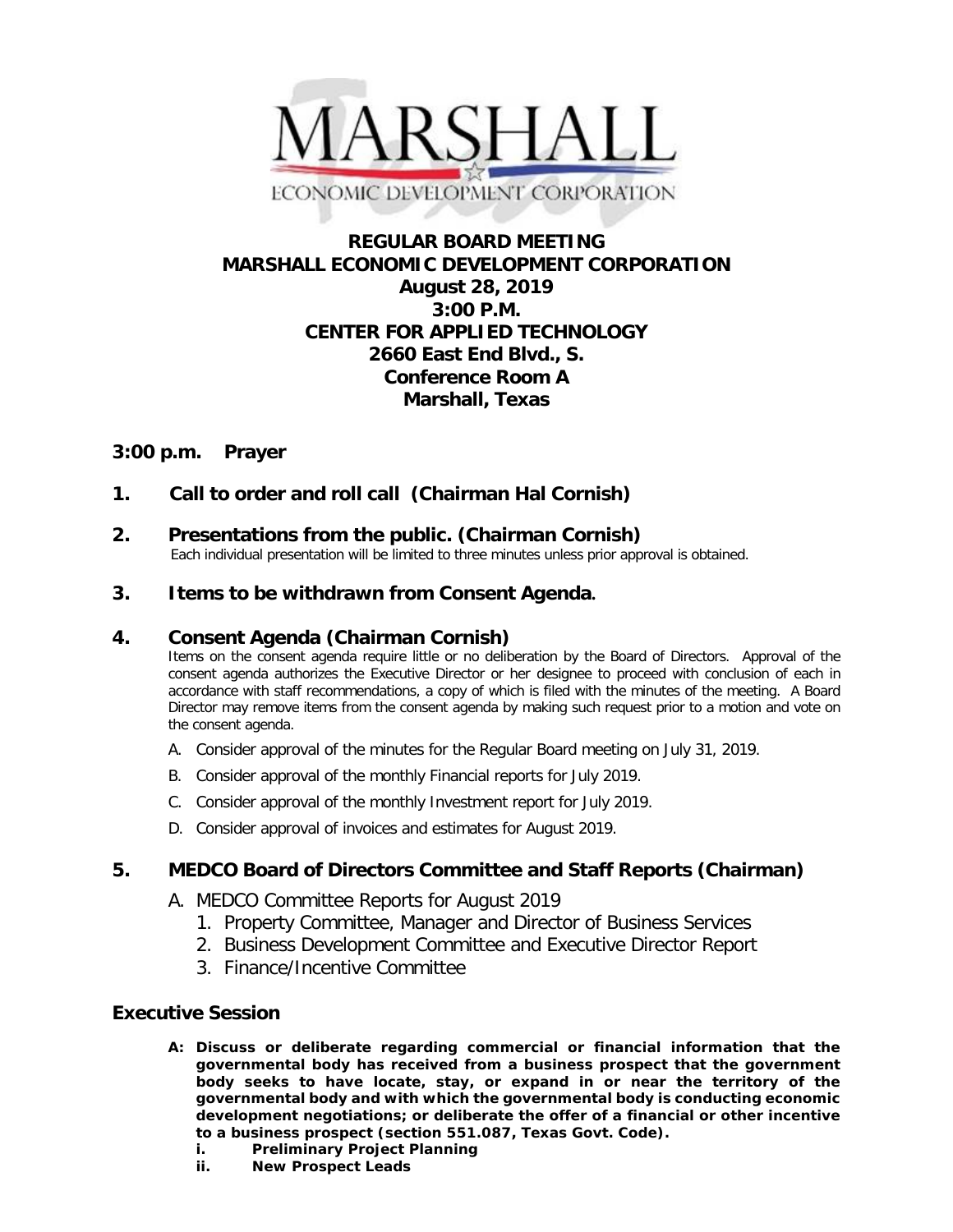MARSHALL

ECONOMIC DEVELOPMENT CORPORATION

# REGULAR BOARD MEETING
# MARSHALL ECONOMIC DEVELOPMENT CORPORATION

**August 28, 2019**
**3:00 P.M.**
**CENTER FOR APPLIED TECHNOLOGY**
**2660 East End Blvd., S.**
**Conference Room A**
**Marshall, Texas**

### 3:00 p.m. Prayer

### 1. Call to order and roll call (Chairman Hal Cornish)

### 2. Presentations from the public. (Chairman Cornish)

Each individual presentation will be limited to three minutes unless prior approval is obtained.

### 3. Items to be withdrawn from Consent Agenda.

### 4. Consent Agenda (Chairman Cornish)

Items on the consent agenda require little or no deliberation by the Board of Directors. Approval of the consent agenda authorizes the Executive Director or her designee to proceed with conclusion of each in accordance with staff recommendations, a copy of which is filed with the minutes of the meeting. A Board Director may remove items from the consent agenda by making such request prior to a motion and vote on the consent agenda.

A. Consider approval of the minutes for the Regular Board meeting on July 31, 2019.

B. Consider approval of the monthly Financial reports for July 2019.

C. Consider approval of the monthly Investment report for July 2019.

D. Consider approval of invoices and estimates for August 2019.

### 5. MEDCO Board of Directors Committee and Staff Reports (Chairman)

A. MEDCO Committee Reports for August 2019
   1. Property Committee, Manager and Director of Business Services
   2. Business Development Committee and Executive Director Report
   3. Finance/Incentive Committee

### Executive Session

**A: Discuss or deliberate regarding commercial or financial information that the governmental body has received from a business prospect that the government body seeks to have locate, stay, or expand in or near the territory of the governmental body and with which the governmental body is conducting economic development negotiations; or deliberate the offer of a financial or other incentive to a business prospect (section 551.087, Texas Govt. Code).**

**i. Preliminary Project Planning**

**ii. New Prospect Leads**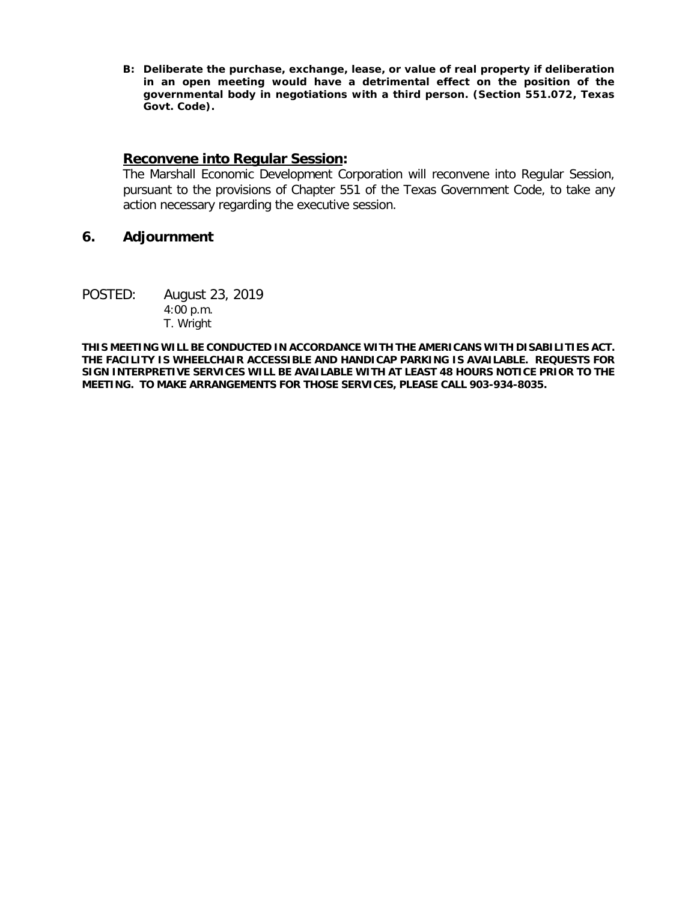**B: Deliberate the purchase, exchange, lease, or value of real property if deliberation in an open meeting would have a detrimental effect on the position of the governmental body in negotiations with a third person. (Section 551.072, Texas Govt. Code).**

### Reconvene into Regular Session:

The Marshall Economic Development Corporation will reconvene into Regular Session, pursuant to the provisions of Chapter 551 of the Texas Government Code, to take any action necessary regarding the executive session.

## 6. Adjournment

POSTED: August 23, 2019
4:00 p.m.
T. Wright

**THIS MEETING WILL BE CONDUCTED IN ACCORDANCE WITH THE AMERICANS WITH DISABILITIES ACT. THE FACILITY IS WHEELCHAIR ACCESSIBLE AND HANDICAP PARKING IS AVAILABLE. REQUESTS FOR SIGN INTERPRETIVE SERVICES WILL BE AVAILABLE WITH AT LEAST 48 HOURS NOTICE PRIOR TO THE MEETING. TO MAKE ARRANGEMENTS FOR THOSE SERVICES, PLEASE CALL 903-934-8035.**